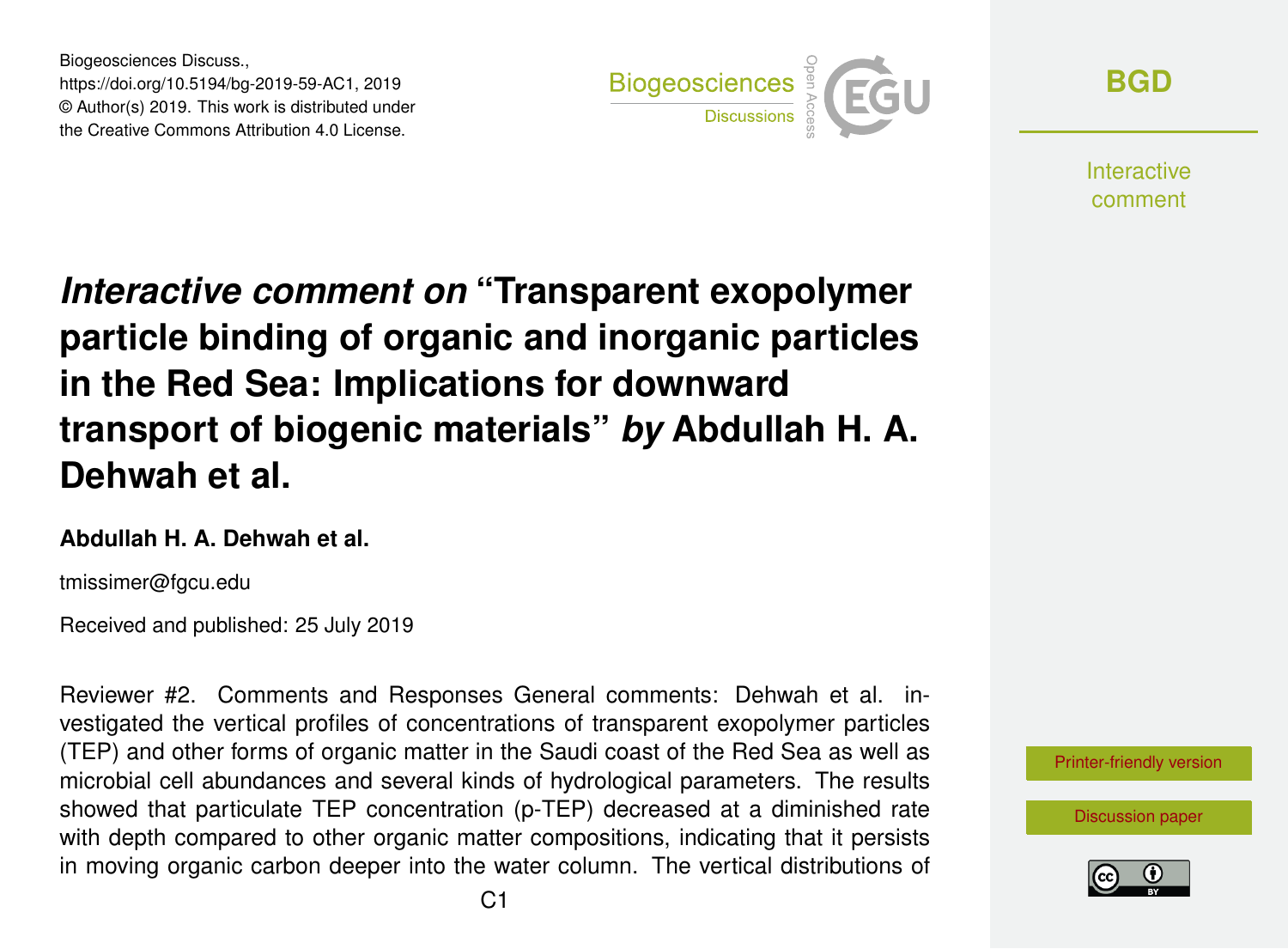Biogeosciences Discuss.,
https://doi.org/10.5194/bg-2019-59-AC1, 2019
© Author(s) 2019. This work is distributed under
the Creative Commons Attribution 4.0 License.

# *Interactive comment on* "Transparent exopolymer particle binding of organic and inorganic particles in the Red Sea: Implications for downward transport of biogenic materials" *by* Abdullah H. A. Dehwah et al.

**Abdullah H. A. Dehwah et al.**

tmissimer@fgcu.edu

Received and published: 25 July 2019

Reviewer #2. Comments and Responses General comments: Dehwah et al. investigated the vertical profiles of concentrations of transparent exopolymer particles (TEP) and other forms of organic matter in the Saudi coast of the Red Sea as well as microbial cell abundances and several kinds of hydrological parameters. The results showed that particulate TEP concentration (p-TEP) decreased at a diminished rate with depth compared to other organic matter compositions, indicating that it persists in moving organic carbon deeper into the water column. The vertical distributions of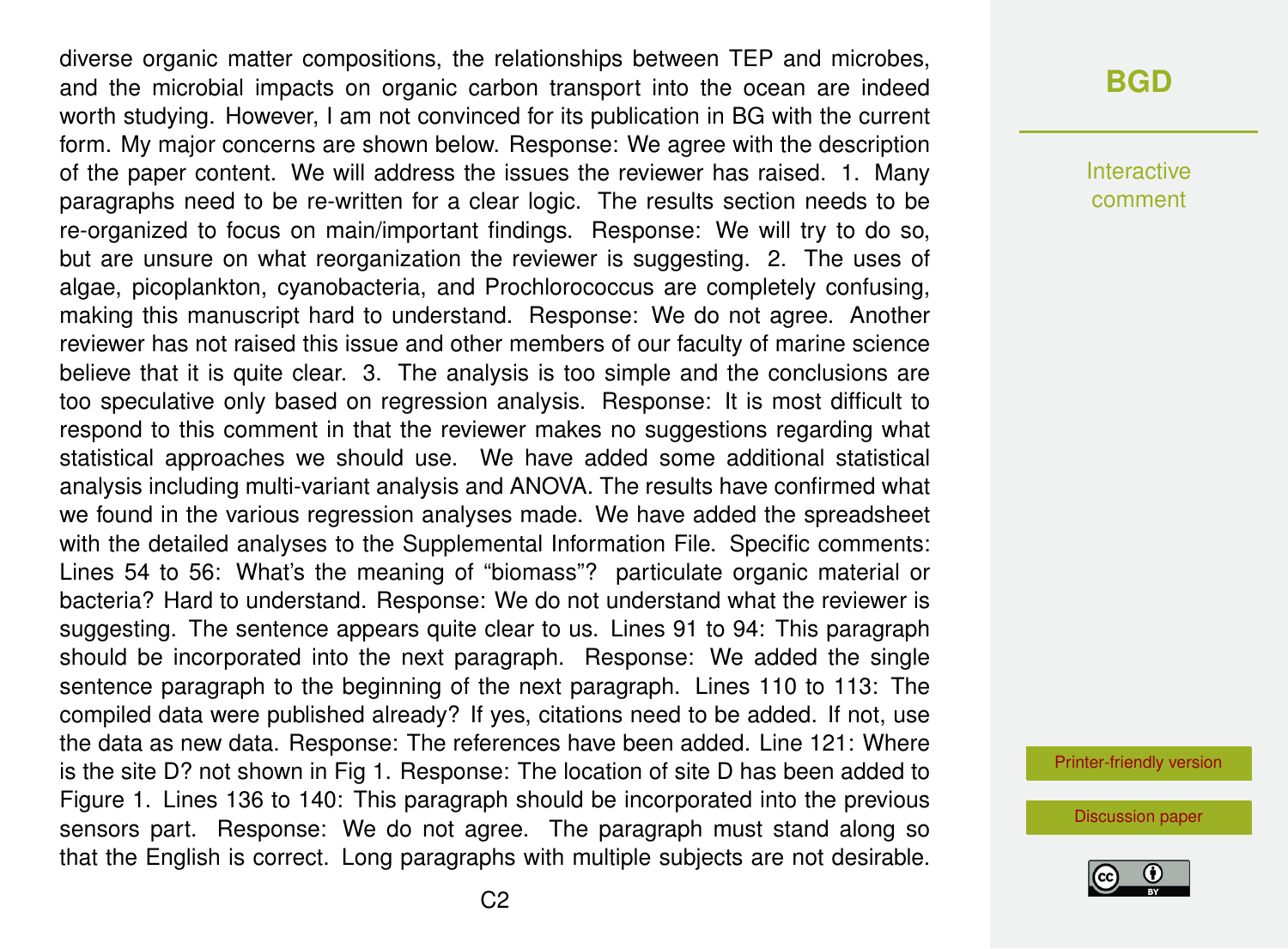diverse organic matter compositions, the relationships between TEP and microbes, and the microbial impacts on organic carbon transport into the ocean are indeed worth studying. However, I am not convinced for its publication in BG with the current form. My major concerns are shown below. Response: We agree with the description of the paper content. We will address the issues the reviewer has raised. 1. Many paragraphs need to be re-written for a clear logic. The results section needs to be re-organized to focus on main/important findings. Response: We will try to do so, but are unsure on what reorganization the reviewer is suggesting. 2. The uses of algae, picoplankton, cyanobacteria, and Prochlorococcus are completely confusing, making this manuscript hard to understand. Response: We do not agree. Another reviewer has not raised this issue and other members of our faculty of marine science believe that it is quite clear. 3. The analysis is too simple and the conclusions are too speculative only based on regression analysis. Response: It is most difficult to respond to this comment in that the reviewer makes no suggestions regarding what statistical approaches we should use. We have added some additional statistical analysis including multi-variant analysis and ANOVA. The results have confirmed what we found in the various regression analyses made. We have added the spreadsheet with the detailed analyses to the Supplemental Information File. Specific comments: Lines 54 to 56: What's the meaning of "biomass"? particulate organic material or bacteria? Hard to understand. Response: We do not understand what the reviewer is suggesting. The sentence appears quite clear to us. Lines 91 to 94: This paragraph should be incorporated into the next paragraph. Response: We added the single sentence paragraph to the beginning of the next paragraph. Lines 110 to 113: The compiled data were published already? If yes, citations need to be added. If not, use the data as new data. Response: The references have been added. Line 121: Where is the site D? not shown in Fig 1. Response: The location of site D has been added to Figure 1. Lines 136 to 140: This paragraph should be incorporated into the previous sensors part. Response: We do not agree. The paragraph must stand along so that the English is correct. Long paragraphs with multiple subjects are not desirable.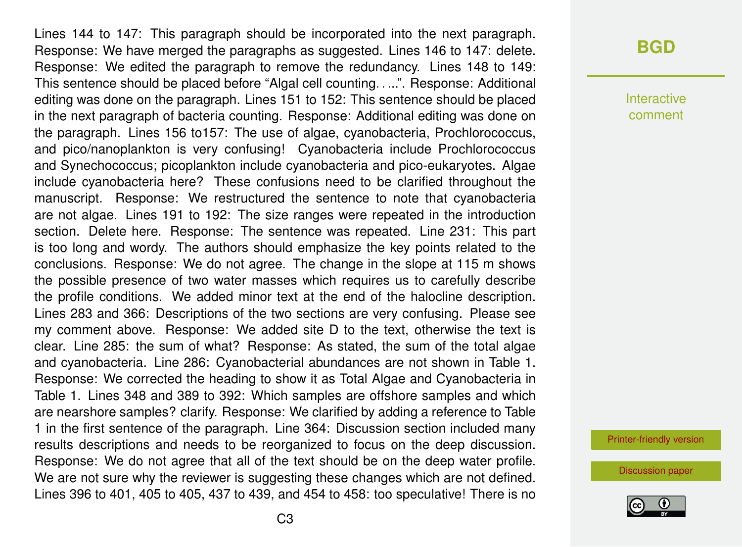Lines 144 to 147: This paragraph should be incorporated into the next paragraph. Response: We have merged the paragraphs as suggested. Lines 146 to 147: delete. Response: We edited the paragraph to remove the redundancy. Lines 148 to 149: This sentence should be placed before "Algal cell counting. . ...". Response: Additional editing was done on the paragraph. Lines 151 to 152: This sentence should be placed in the next paragraph of bacteria counting. Response: Additional editing was done on the paragraph. Lines 156 to157: The use of algae, cyanobacteria, Prochlorococcus, and pico/nanoplankton is very confusing! Cyanobacteria include Prochlorococcus and Synechococcus; picoplankton include cyanobacteria and pico-eukaryotes. Algae include cyanobacteria here? These confusions need to be clarified throughout the manuscript. Response: We restructured the sentence to note that cyanobacteria are not algae. Lines 191 to 192: The size ranges were repeated in the introduction section. Delete here. Response: The sentence was repeated. Line 231: This part is too long and wordy. The authors should emphasize the key points related to the conclusions. Response: We do not agree. The change in the slope at 115 m shows the possible presence of two water masses which requires us to carefully describe the profile conditions. We added minor text at the end of the halocline description. Lines 283 and 366: Descriptions of the two sections are very confusing. Please see my comment above. Response: We added site D to the text, otherwise the text is clear. Line 285: the sum of what? Response: As stated, the sum of the total algae and cyanobacteria. Line 286: Cyanobacterial abundances are not shown in Table 1. Response: We corrected the heading to show it as Total Algae and Cyanobacteria in Table 1. Lines 348 and 389 to 392: Which samples are offshore samples and which are nearshore samples? clarify. Response: We clarified by adding a reference to Table 1 in the first sentence of the paragraph. Line 364: Discussion section included many results descriptions and needs to be reorganized to focus on the deep discussion. Response: We do not agree that all of the text should be on the deep water profile. We are not sure why the reviewer is suggesting these changes which are not defined. Lines 396 to 401, 405 to 405, 437 to 439, and 454 to 458: too speculative! There is no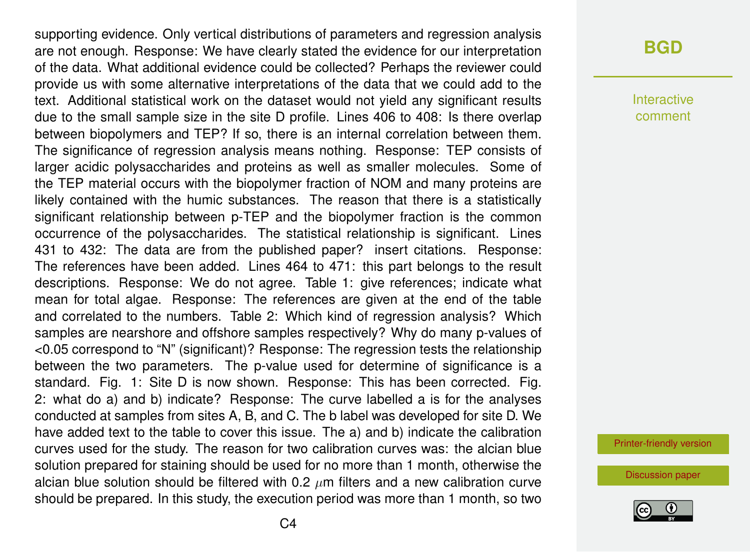supporting evidence. Only vertical distributions of parameters and regression analysis are not enough. Response: We have clearly stated the evidence for our interpretation of the data. What additional evidence could be collected? Perhaps the reviewer could provide us with some alternative interpretations of the data that we could add to the text. Additional statistical work on the dataset would not yield any significant results due to the small sample size in the site D profile. Lines 406 to 408: Is there overlap between biopolymers and TEP? If so, there is an internal correlation between them. The significance of regression analysis means nothing. Response: TEP consists of larger acidic polysaccharides and proteins as well as smaller molecules. Some of the TEP material occurs with the biopolymer fraction of NOM and many proteins are likely contained with the humic substances. The reason that there is a statistically significant relationship between p-TEP and the biopolymer fraction is the common occurrence of the polysaccharides. The statistical relationship is significant. Lines 431 to 432: The data are from the published paper? insert citations. Response: The references have been added. Lines 464 to 471: this part belongs to the result descriptions. Response: We do not agree. Table 1: give references; indicate what mean for total algae. Response: The references are given at the end of the table and correlated to the numbers. Table 2: Which kind of regression analysis? Which samples are nearshore and offshore samples respectively? Why do many p-values of <0.05 correspond to "N" (significant)? Response: The regression tests the relationship between the two parameters. The p-value used for determine of significance is a standard. Fig. 1: Site D is now shown. Response: This has been corrected. Fig. 2: what do a) and b) indicate? Response: The curve labelled a is for the analyses conducted at samples from sites A, B, and C. The b label was developed for site D. We have added text to the table to cover this issue. The a) and b) indicate the calibration curves used for the study. The reason for two calibration curves was: the alcian blue solution prepared for staining should be used for no more than 1 month, otherwise the alcian blue solution should be filtered with 0.2 $\mu$m filters and a new calibration curve should be prepared. In this study, the execution period was more than 1 month, so two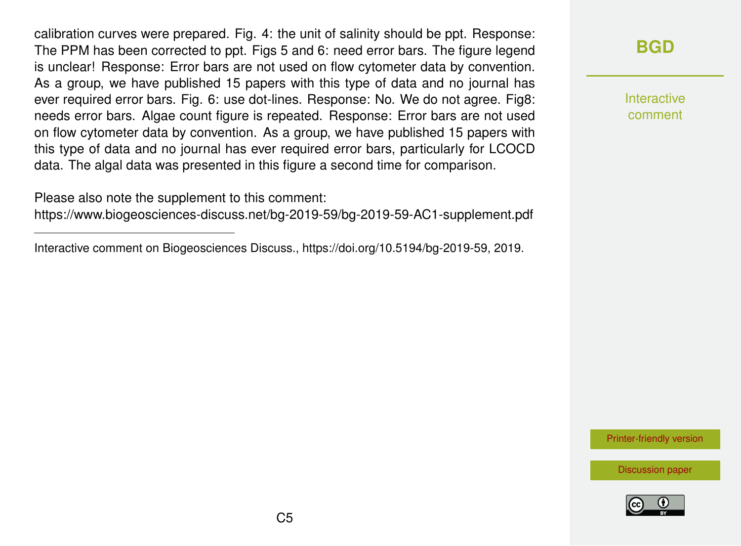calibration curves were prepared. Fig. 4: the unit of salinity should be ppt. Response: The PPM has been corrected to ppt. Figs 5 and 6: need error bars. The figure legend is unclear! Response: Error bars are not used on flow cytometer data by convention. As a group, we have published 15 papers with this type of data and no journal has ever required error bars. Fig. 6: use dot-lines. Response: No. We do not agree. Fig8: needs error bars. Algae count figure is repeated. Response: Error bars are not used on flow cytometer data by convention. As a group, we have published 15 papers with this type of data and no journal has ever required error bars, particularly for LCOCD data. The algal data was presented in this figure a second time for comparison.

Please also note the supplement to this comment:
https://www.biogeosciences-discuss.net/bg-2019-59/bg-2019-59-AC1-supplement.pdf

---

Interactive comment on Biogeosciences Discuss., https://doi.org/10.5194/bg-2019-59, 2019.